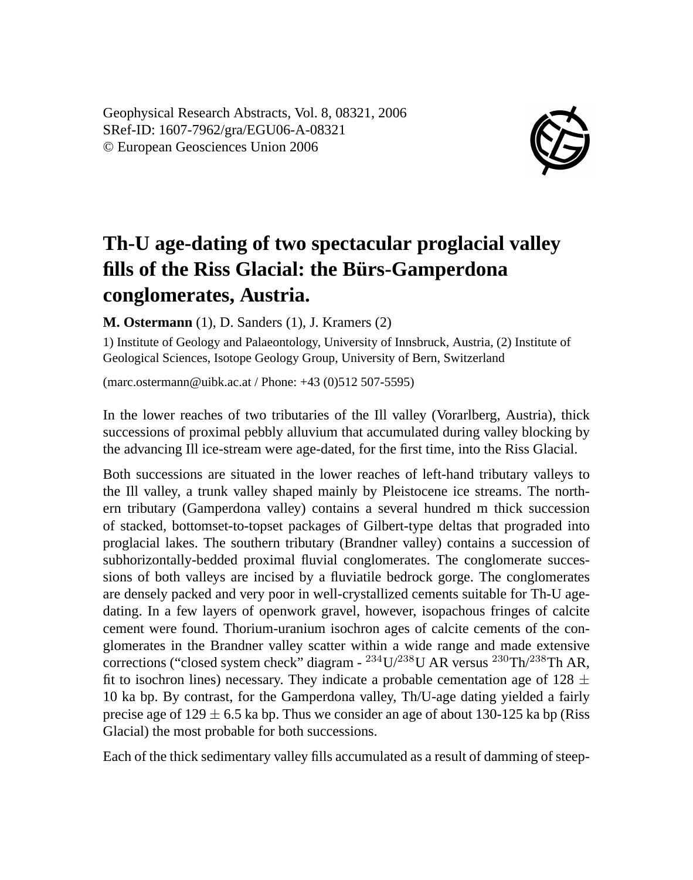# Th-U age-dating of two spectacular proglacial valley fills of the Riss Glacial: the Bürs-Gamperdona conglomerates, Austria.

**M. Ostermann** (1), D. Sanders (1), J. Kramers (2)

1) Institute of Geology and Palaeontology, University of Innsbruck, Austria, (2) Institute of Geological Sciences, Isotope Geology Group, University of Bern, Switzerland

(marc.ostermann@uibk.ac.at / Phone: +43 (0)512 507-5595)

In the lower reaches of two tributaries of the Ill valley (Vorarlberg, Austria), thick successions of proximal pebbly alluvium that accumulated during valley blocking by the advancing Ill ice-stream were age-dated, for the first time, into the Riss Glacial.

Both successions are situated in the lower reaches of left-hand tributary valleys to the Ill valley, a trunk valley shaped mainly by Pleistocene ice streams. The northern tributary (Gamperdona valley) contains a several hundred m thick succession of stacked, bottomset-to-topset packages of Gilbert-type deltas that prograded into proglacial lakes. The southern tributary (Brandner valley) contains a succession of subhorizontally-bedded proximal fluvial conglomerates. The conglomerate successions of both valleys are incised by a fluviatile bedrock gorge. The conglomerates are densely packed and very poor in well-crystallized cements suitable for Th-U age-dating. In a few layers of openwork gravel, however, isopachous fringes of calcite cement were found. Thorium-uranium isochron ages of calcite cements of the conglomerates in the Brandner valley scatter within a wide range and made extensive corrections ("closed system check" diagram - $^{234}$U/$^{238}$U AR versus $^{230}$Th/$^{238}$Th AR, fit to isochron lines) necessary. They indicate a probable cementation age of 128 $\pm$ 10 ka bp. By contrast, for the Gamperdona valley, Th/U-age dating yielded a fairly precise age of 129 $\pm$ 6.5 ka bp. Thus we consider an age of about 130-125 ka bp (Riss Glacial) the most probable for both successions.

Each of the thick sedimentary valley fills accumulated as a result of damming of steep-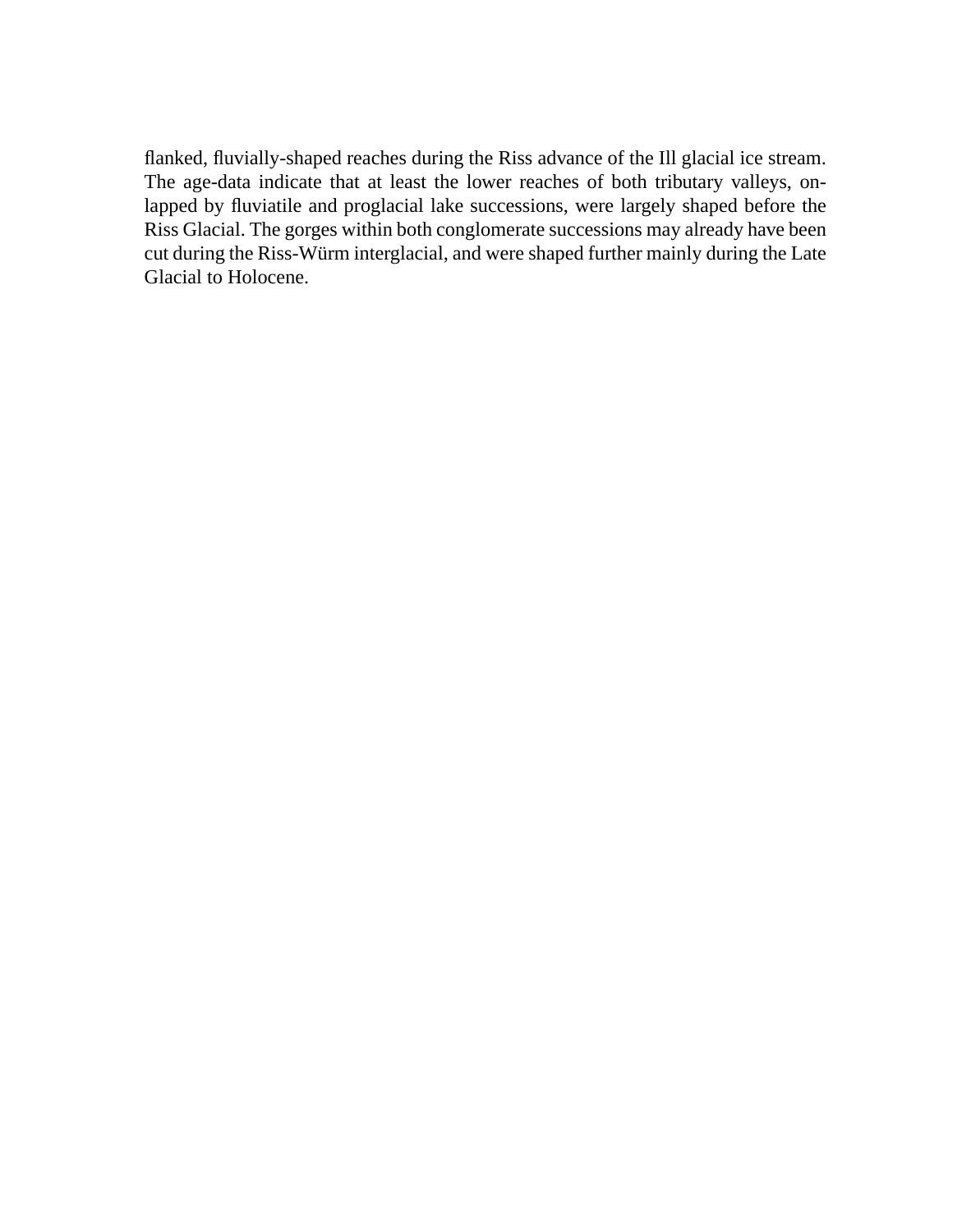flanked, fluvially-shaped reaches during the Riss advance of the Ill glacial ice stream. The age-data indicate that at least the lower reaches of both tributary valleys, on-lapped by fluviatile and proglacial lake successions, were largely shaped before the Riss Glacial. The gorges within both conglomerate successions may already have been cut during the Riss-Würm interglacial, and were shaped further mainly during the Late Glacial to Holocene.